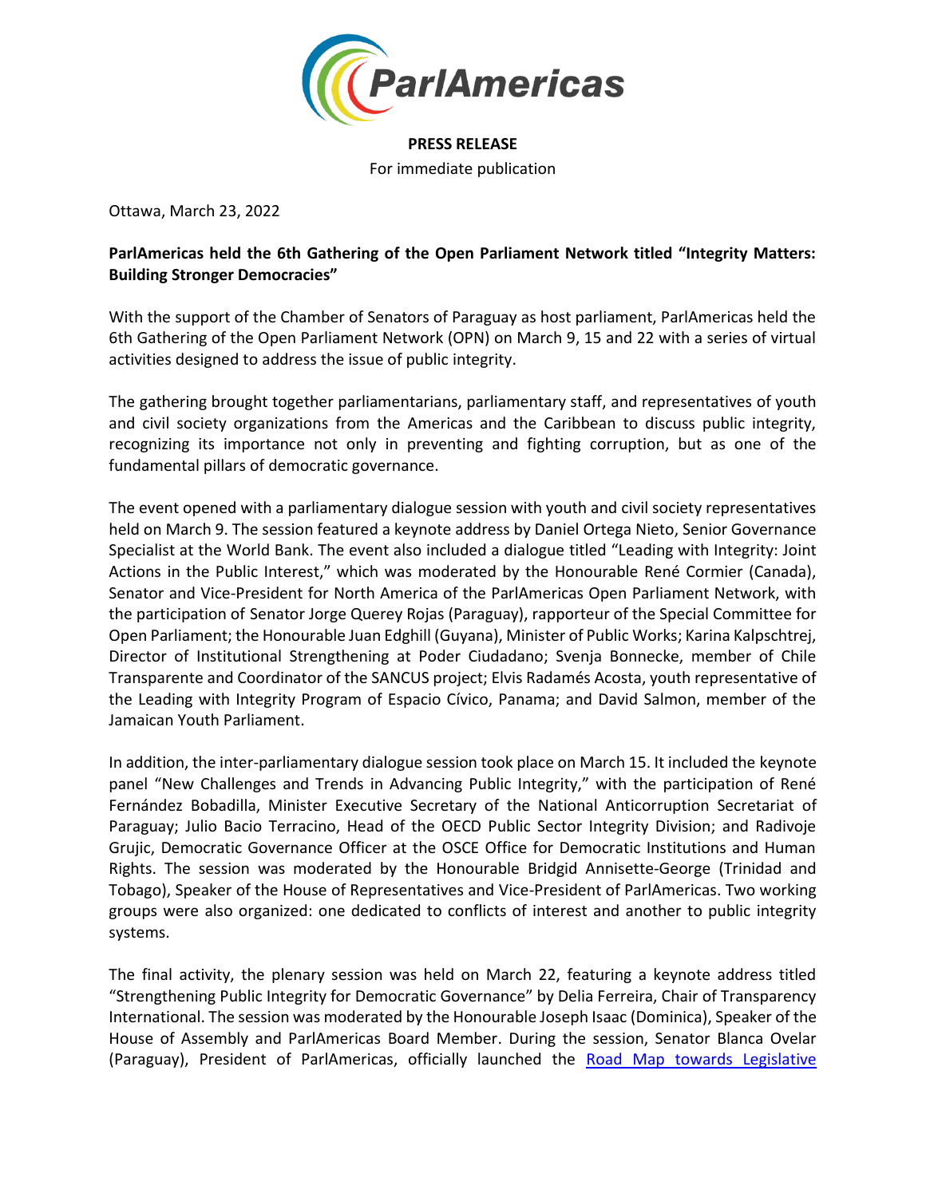**PRESS RELEASE**

For immediate publication

Ottawa, March 23, 2022

**ParlAmericas held the 6th Gathering of the Open Parliament Network titled "Integrity Matters: Building Stronger Democracies"**

With the support of the Chamber of Senators of Paraguay as host parliament, ParlAmericas held the 6th Gathering of the Open Parliament Network (OPN) on March 9, 15 and 22 with a series of virtual activities designed to address the issue of public integrity.

The gathering brought together parliamentarians, parliamentary staff, and representatives of youth and civil society organizations from the Americas and the Caribbean to discuss public integrity, recognizing its importance not only in preventing and fighting corruption, but as one of the fundamental pillars of democratic governance.

The event opened with a parliamentary dialogue session with youth and civil society representatives held on March 9. The session featured a keynote address by Daniel Ortega Nieto, Senior Governance Specialist at the World Bank. The event also included a dialogue titled "Leading with Integrity: Joint Actions in the Public Interest," which was moderated by the Honourable René Cormier (Canada), Senator and Vice-President for North America of the ParlAmericas Open Parliament Network, with the participation of Senator Jorge Querey Rojas (Paraguay), rapporteur of the Special Committee for Open Parliament; the Honourable Juan Edghill (Guyana), Minister of Public Works; Karina Kalpschtrej, Director of Institutional Strengthening at Poder Ciudadano; Svenja Bonnecke, member of Chile Transparente and Coordinator of the SANCUS project; Elvis Radamés Acosta, youth representative of the Leading with Integrity Program of Espacio Cívico, Panama; and David Salmon, member of the Jamaican Youth Parliament.

In addition, the inter-parliamentary dialogue session took place on March 15. It included the keynote panel "New Challenges and Trends in Advancing Public Integrity," with the participation of René Fernández Bobadilla, Minister Executive Secretary of the National Anticorruption Secretariat of Paraguay; Julio Bacio Terracino, Head of the OECD Public Sector Integrity Division; and Radivoje Grujic, Democratic Governance Officer at the OSCE Office for Democratic Institutions and Human Rights. The session was moderated by the Honourable Bridgid Annisette-George (Trinidad and Tobago), Speaker of the House of Representatives and Vice-President of ParlAmericas. Two working groups were also organized: one dedicated to conflicts of interest and another to public integrity systems.

The final activity, the plenary session was held on March 22, featuring a keynote address titled "Strengthening Public Integrity for Democratic Governance" by Delia Ferreira, Chair of Transparency International. The session was moderated by the Honourable Joseph Isaac (Dominica), Speaker of the House of Assembly and ParlAmericas Board Member. During the session, Senator Blanca Ovelar (Paraguay), President of ParlAmericas, officially launched the Road Map towards Legislative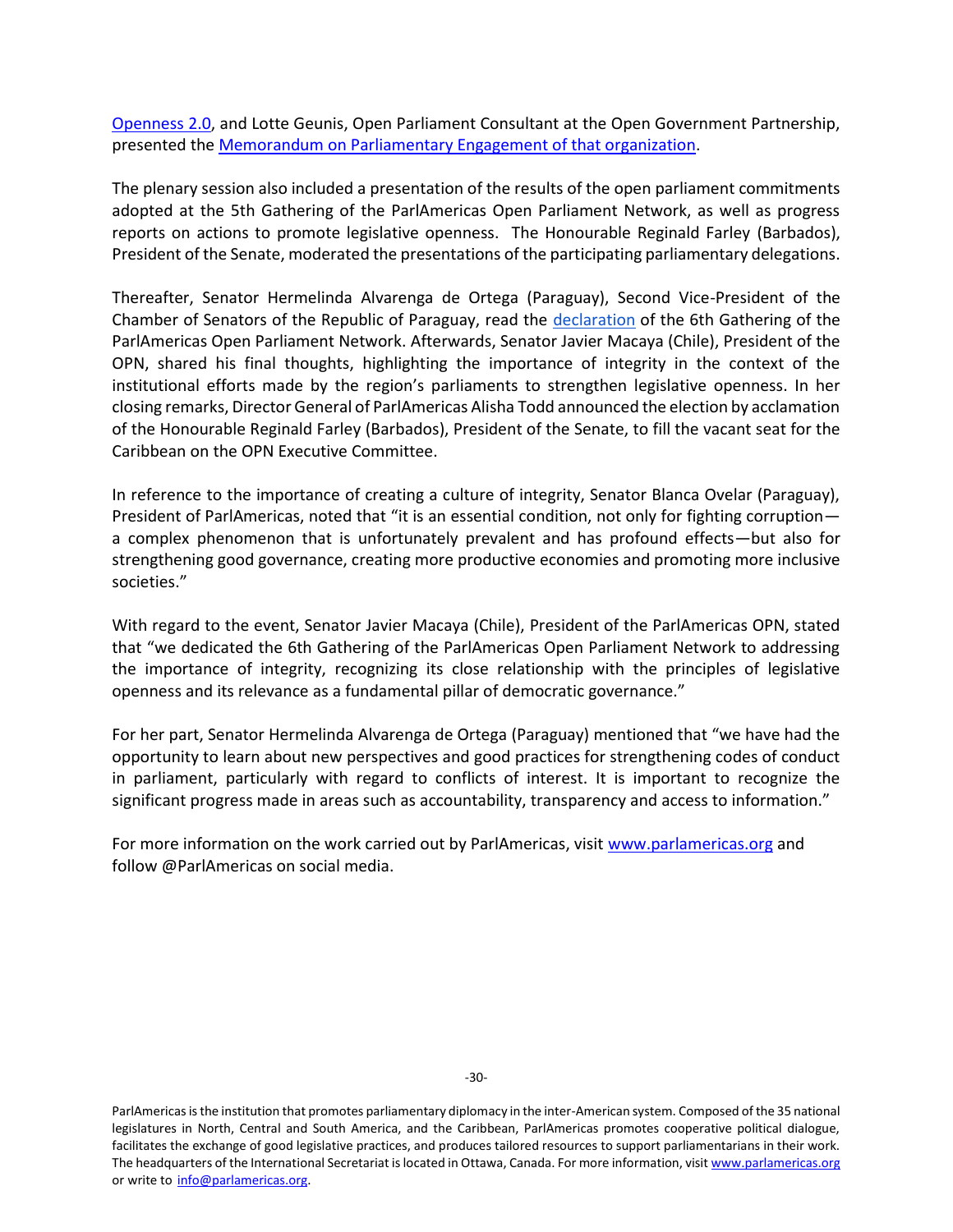[Openness 2.0](), and Lotte Geunis, Open Parliament Consultant at the Open Government Partnership, presented the [Memorandum on Parliamentary Engagement of that organization]().

The plenary session also included a presentation of the results of the open parliament commitments adopted at the 5th Gathering of the ParlAmericas Open Parliament Network, as well as progress reports on actions to promote legislative openness. The Honourable Reginald Farley (Barbados), President of the Senate, moderated the presentations of the participating parliamentary delegations.

Thereafter, Senator Hermelinda Alvarenga de Ortega (Paraguay), Second Vice-President of the Chamber of Senators of the Republic of Paraguay, read the [declaration]() of the 6th Gathering of the ParlAmericas Open Parliament Network. Afterwards, Senator Javier Macaya (Chile), President of the OPN, shared his final thoughts, highlighting the importance of integrity in the context of the institutional efforts made by the region's parliaments to strengthen legislative openness. In her closing remarks, Director General of ParlAmericas Alisha Todd announced the election by acclamation of the Honourable Reginald Farley (Barbados), President of the Senate, to fill the vacant seat for the Caribbean on the OPN Executive Committee.

In reference to the importance of creating a culture of integrity, Senator Blanca Ovelar (Paraguay), President of ParlAmericas, noted that "it is an essential condition, not only for fighting corruption—a complex phenomenon that is unfortunately prevalent and has profound effects—but also for strengthening good governance, creating more productive economies and promoting more inclusive societies."

With regard to the event, Senator Javier Macaya (Chile), President of the ParlAmericas OPN, stated that "we dedicated the 6th Gathering of the ParlAmericas Open Parliament Network to addressing the importance of integrity, recognizing its close relationship with the principles of legislative openness and its relevance as a fundamental pillar of democratic governance."

For her part, Senator Hermelinda Alvarenga de Ortega (Paraguay) mentioned that "we have had the opportunity to learn about new perspectives and good practices for strengthening codes of conduct in parliament, particularly with regard to conflicts of interest. It is important to recognize the significant progress made in areas such as accountability, transparency and access to information."

For more information on the work carried out by ParlAmericas, visit [www.parlamericas.org](www.parlamericas.org) and follow @ParlAmericas on social media.

-30-

ParlAmericas is the institution that promotes parliamentary diplomacy in the inter-American system. Composed of the 35 national legislatures in North, Central and South America, and the Caribbean, ParlAmericas promotes cooperative political dialogue, facilitates the exchange of good legislative practices, and produces tailored resources to support parliamentarians in their work. The headquarters of the International Secretariat is located in Ottawa, Canada. For more information, visit [www.parlamericas.org](www.parlamericas.org) or write to [info@parlamericas.org](mailto:info@parlamericas.org).